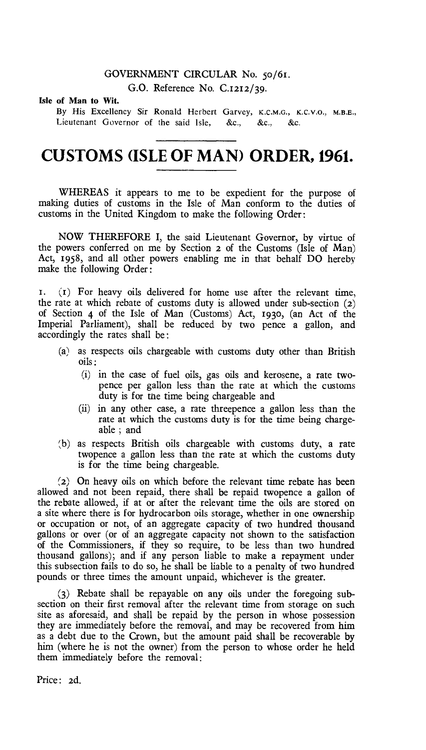GOVERNMENT CIRCULAR No. 50/61.

G.O. Reference No. C.1212/39.

**Isle of Man to Wit.**

By His Excellency Sir Ronald Herbert Garvey, K.C.M.G., K.C.V.O., M.B.E., Lieutenant Governor of the said Isle, &c., &c., &c.

# CUSTOMS (ISLE OF MAN) ORDER, 1961.

WHEREAS it appears to me to be expedient for the purpose of making duties of customs in the Isle of Man conform to the duties of customs in the United Kingdom to make the following Order:

NOW THEREFORE I, the said Lieutenant Governor, by virtue of the powers conferred on me by Section 2 of the Customs (Isle of Man) Act, 1958, and all other powers enabling me in that behalf DO hereby make the following Order:

1. (1) For heavy oils delivered for home use after the relevant time, the rate at which rebate of customs duty is allowed under sub-section (2) of Section 4 of the Isle of Man (Customs) Act, 1930, (an Act of the Imperial Parliament), shall be reduced by two pence a gallon, and accordingly the rates shall be:

   (a) as respects oils chargeable with customs duty other than British oils:

      (i) in the case of fuel oils, gas oils and kerosene, a rate two-pence per gallon less than the rate at which the customs duty is for the time being chargeable and

      (ii) in any other case, a rate threepence a gallon less than the rate at which the customs duty is for the time being chargeable ; and

   (b) as respects British oils chargeable with customs duty, a rate twopence a gallon less than the rate at which the customs duty is for the time being chargeable.

(2) On heavy oils on which before the relevant time rebate has been allowed and not been repaid, there shall be repaid twopence a gallon of the rebate allowed, if at or after the relevant time the oils are stored on a site where there is for hydrocarbon oils storage, whether in one ownership or occupation or not, of an aggregate capacity of two hundred thousand gallons or over (or of an aggregate capacity not shown to the satisfaction of the Commissioners, if they so require, to be less than two hundred thousand gallons); and if any person liable to make a repayment under this subsection fails to do so, he shall be liable to a penalty of two hundred pounds or three times the amount unpaid, whichever is the greater.

(3) Rebate shall be repayable on any oils under the foregoing sub-section on their first removal after the relevant time from storage on such site as aforesaid, and shall be repaid by the person in whose possession they are immediately before the removal, and may be recovered from him as a debt due to the Crown, but the amount paid shall be recoverable by him (where he is not the owner) from the person to whose order he held them immediately before the removal:

Price: 2d.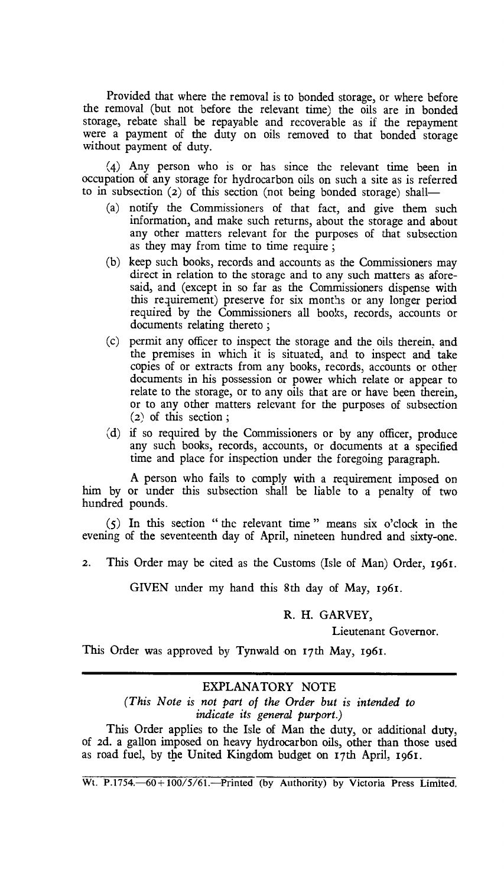Provided that where the removal is to bonded storage, or where before the removal (but not before the relevant time) the oils are in bonded storage, rebate shall be repayable and recoverable as if the repayment were a payment of the duty on oils removed to that bonded storage without payment of duty.

(4) Any person who is or has since the relevant time been in occupation of any storage for hydrocarbon oils on such a site as is referred to in subsection (2) of this section (not being bonded storage) shall—

- (a) notify the Commissioners of that fact, and give them such information, and make such returns, about the storage and about any other matters relevant for the purposes of that subsection as they may from time to time require ;
- (b) keep such books, records and accounts as the Commissioners may direct in relation to the storage and to any such matters as aforesaid, and (except in so far as the Commissioners dispense with this requirement) preserve for six months or any longer period required by the Commissioners all books, records, accounts or documents relating thereto ;
- (c) permit any officer to inspect the storage and the oils therein, and the premises in which it is situated, and to inspect and take copies of or extracts from any books, records, accounts or other documents in his possession or power which relate or appear to relate to the storage, or to any oils that are or have been therein, or to any other matters relevant for the purposes of subsection (2) of this section ;
- (d) if so required by the Commissioners or by any officer, produce any such books, records, accounts, or documents at a specified time and place for inspection under the foregoing paragraph.

A person who fails to comply with a requirement imposed on him by or under this subsection shall be liable to a penalty of two hundred pounds.

(5) In this section " the relevant time " means six o'clock in the evening of the seventeenth day of April, nineteen hundred and sixty-one.

2. This Order may be cited as the Customs (Isle of Man) Order, 1961.

GIVEN under my hand this 8th day of May, 1961.

R. H. GARVEY,

Lieutenant Governor.

This Order was approved by Tynwald on 17th May, 1961.

## EXPLANATORY NOTE

*(This Note is not part of the Order but is intended to indicate its general purport.)*

This Order applies to the Isle of Man the duty, or additional duty, of 2d. a gallon imposed on heavy hydrocarbon oils, other than those used as road fuel, by the United Kingdom budget on 17th April, 1961.

Wt. P.1754.—60+100/5/61.—Printed (by Authority) by Victoria Press Limited.